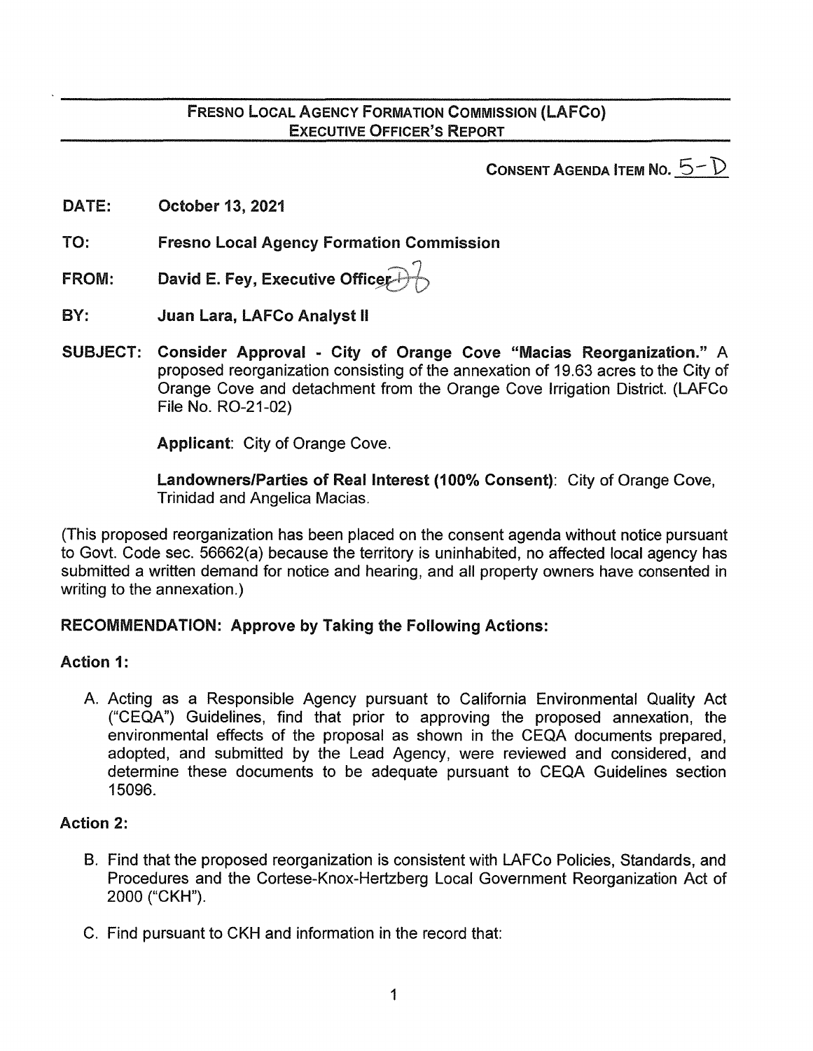## FRESNO LOCAL AGENCY FORMATION COMMISSION (LAFCO)
## EXECUTIVE OFFICER'S REPORT

**CONSENT AGENDA ITEM NO. 5-D**

**DATE:** **October 13, 2021**

**TO:** **Fresno Local Agency Formation Commission**

**FROM:** **David E. Fey, Executive Officer**

**BY:** **Juan Lara, LAFCo Analyst II**

**SUBJECT:** **Consider Approval - City of Orange Cove "Macias Reorganization."** A proposed reorganization consisting of the annexation of 19.63 acres to the City of Orange Cove and detachment from the Orange Cove Irrigation District. (LAFCo File No. RO-21-02)

**Applicant**: City of Orange Cove.

**Landowners/Parties of Real Interest (100% Consent)**: City of Orange Cove, Trinidad and Angelica Macias.

(This proposed reorganization has been placed on the consent agenda without notice pursuant to Govt. Code sec. 56662(a) because the territory is uninhabited, no affected local agency has submitted a written demand for notice and hearing, and all property owners have consented in writing to the annexation.)

**RECOMMENDATION: Approve by Taking the Following Actions:**

**Action 1:**

A. Acting as a Responsible Agency pursuant to California Environmental Quality Act ("CEQA") Guidelines, find that prior to approving the proposed annexation, the environmental effects of the proposal as shown in the CEQA documents prepared, adopted, and submitted by the Lead Agency, were reviewed and considered, and determine these documents to be adequate pursuant to CEQA Guidelines section 15096.

**Action 2:**

B. Find that the proposed reorganization is consistent with LAFCo Policies, Standards, and Procedures and the Cortese-Knox-Hertzberg Local Government Reorganization Act of 2000 ("CKH").

C. Find pursuant to CKH and information in the record that: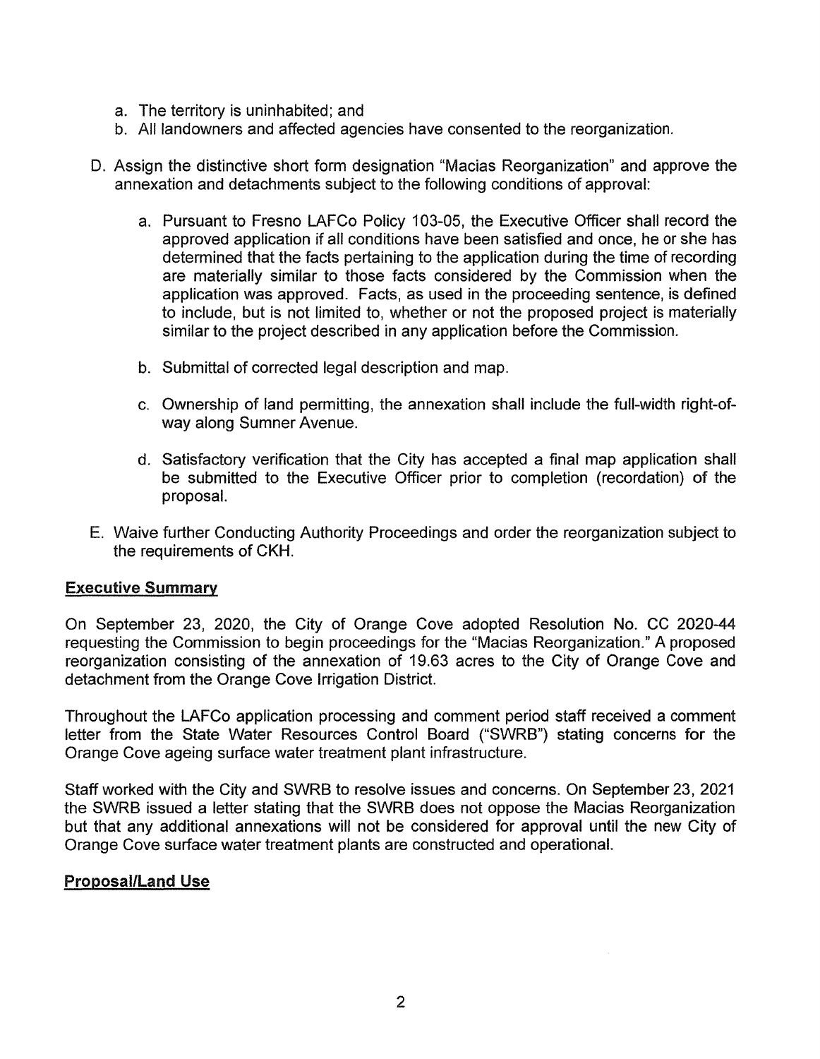a. The territory is uninhabited; and
b. All landowners and affected agencies have consented to the reorganization.

D. Assign the distinctive short form designation "Macias Reorganization" and approve the annexation and detachments subject to the following conditions of approval:

   a. Pursuant to Fresno LAFCo Policy 103-05, the Executive Officer shall record the approved application if all conditions have been satisfied and once, he or she has determined that the facts pertaining to the application during the time of recording are materially similar to those facts considered by the Commission when the application was approved. Facts, as used in the proceeding sentence, is defined to include, but is not limited to, whether or not the proposed project is materially similar to the project described in any application before the Commission.

   b. Submittal of corrected legal description and map.

   c. Ownership of land permitting, the annexation shall include the full-width right-of-way along Sumner Avenue.

   d. Satisfactory verification that the City has accepted a final map application shall be submitted to the Executive Officer prior to completion (recordation) of the proposal.

E. Waive further Conducting Authority Proceedings and order the reorganization subject to the requirements of CKH.

**Executive Summary**

On September 23, 2020, the City of Orange Cove adopted Resolution No. CC 2020-44 requesting the Commission to begin proceedings for the "Macias Reorganization." A proposed reorganization consisting of the annexation of 19.63 acres to the City of Orange Cove and detachment from the Orange Cove Irrigation District.

Throughout the LAFCo application processing and comment period staff received a comment letter from the State Water Resources Control Board ("SWRB") stating concerns for the Orange Cove ageing surface water treatment plant infrastructure.

Staff worked with the City and SWRB to resolve issues and concerns. On September 23, 2021 the SWRB issued a letter stating that the SWRB does not oppose the Macias Reorganization but that any additional annexations will not be considered for approval until the new City of Orange Cove surface water treatment plants are constructed and operational.

**Proposal/Land Use**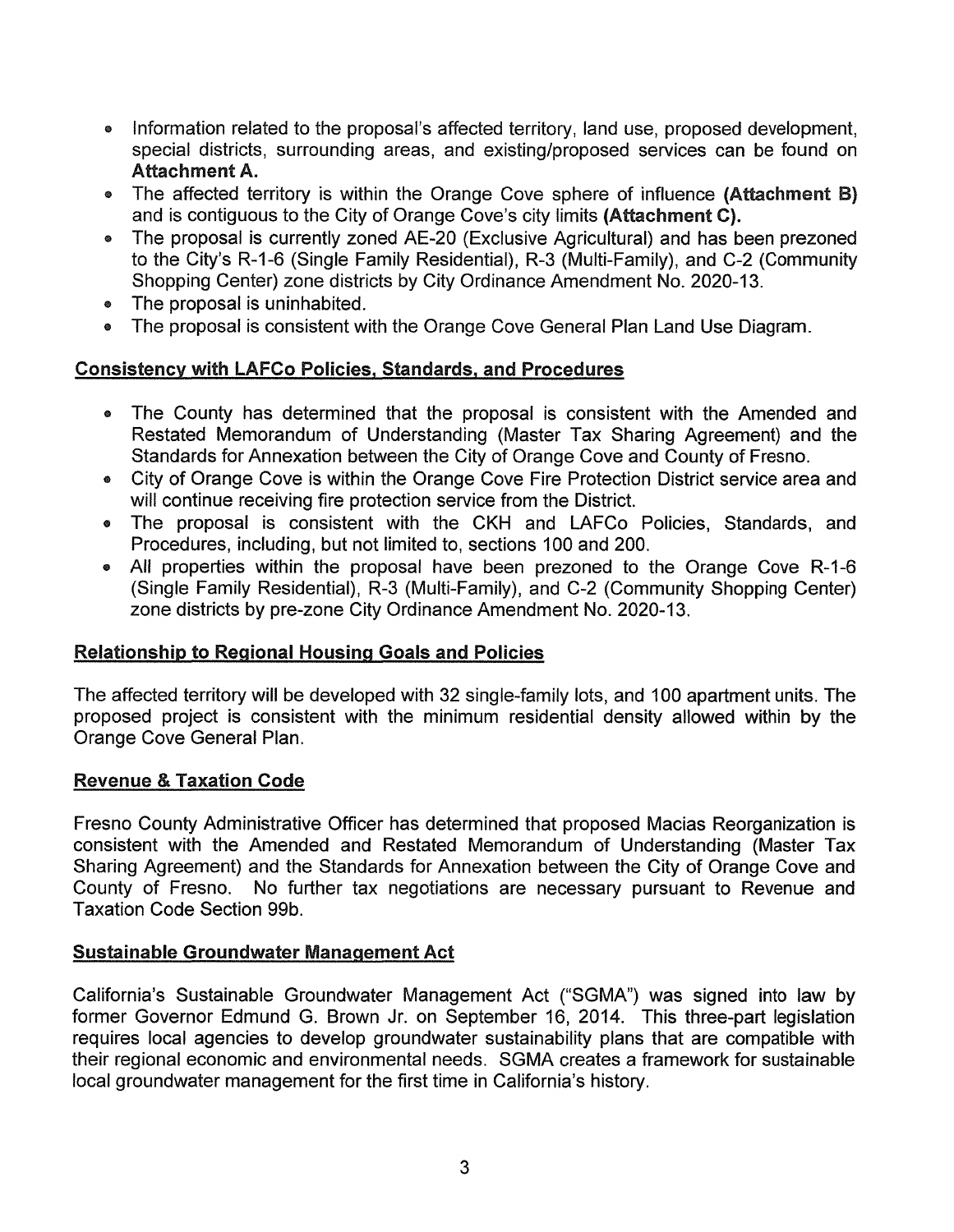- Information related to the proposal's affected territory, land use, proposed development, special districts, surrounding areas, and existing/proposed services can be found on **Attachment A.**
- The affected territory is within the Orange Cove sphere of influence **(Attachment B)** and is contiguous to the City of Orange Cove's city limits **(Attachment C).**
- The proposal is currently zoned AE-20 (Exclusive Agricultural) and has been prezoned to the City's R-1-6 (Single Family Residential), R-3 (Multi-Family), and C-2 (Community Shopping Center) zone districts by City Ordinance Amendment No. 2020-13.
- The proposal is uninhabited.
- The proposal is consistent with the Orange Cove General Plan Land Use Diagram.

## Consistency with LAFCo Policies, Standards, and Procedures

- The County has determined that the proposal is consistent with the Amended and Restated Memorandum of Understanding (Master Tax Sharing Agreement) and the Standards for Annexation between the City of Orange Cove and County of Fresno.
- City of Orange Cove is within the Orange Cove Fire Protection District service area and will continue receiving fire protection service from the District.
- The proposal is consistent with the CKH and LAFCo Policies, Standards, and Procedures, including, but not limited to, sections 100 and 200.
- All properties within the proposal have been prezoned to the Orange Cove R-1-6 (Single Family Residential), R-3 (Multi-Family), and C-2 (Community Shopping Center) zone districts by pre-zone City Ordinance Amendment No. 2020-13.

## Relationship to Regional Housing Goals and Policies

The affected territory will be developed with 32 single-family lots, and 100 apartment units. The proposed project is consistent with the minimum residential density allowed within by the Orange Cove General Plan.

## Revenue & Taxation Code

Fresno County Administrative Officer has determined that proposed Macias Reorganization is consistent with the Amended and Restated Memorandum of Understanding (Master Tax Sharing Agreement) and the Standards for Annexation between the City of Orange Cove and County of Fresno. No further tax negotiations are necessary pursuant to Revenue and Taxation Code Section 99b.

## Sustainable Groundwater Management Act

California's Sustainable Groundwater Management Act ("SGMA") was signed into law by former Governor Edmund G. Brown Jr. on September 16, 2014. This three-part legislation requires local agencies to develop groundwater sustainability plans that are compatible with their regional economic and environmental needs. SGMA creates a framework for sustainable local groundwater management for the first time in California's history.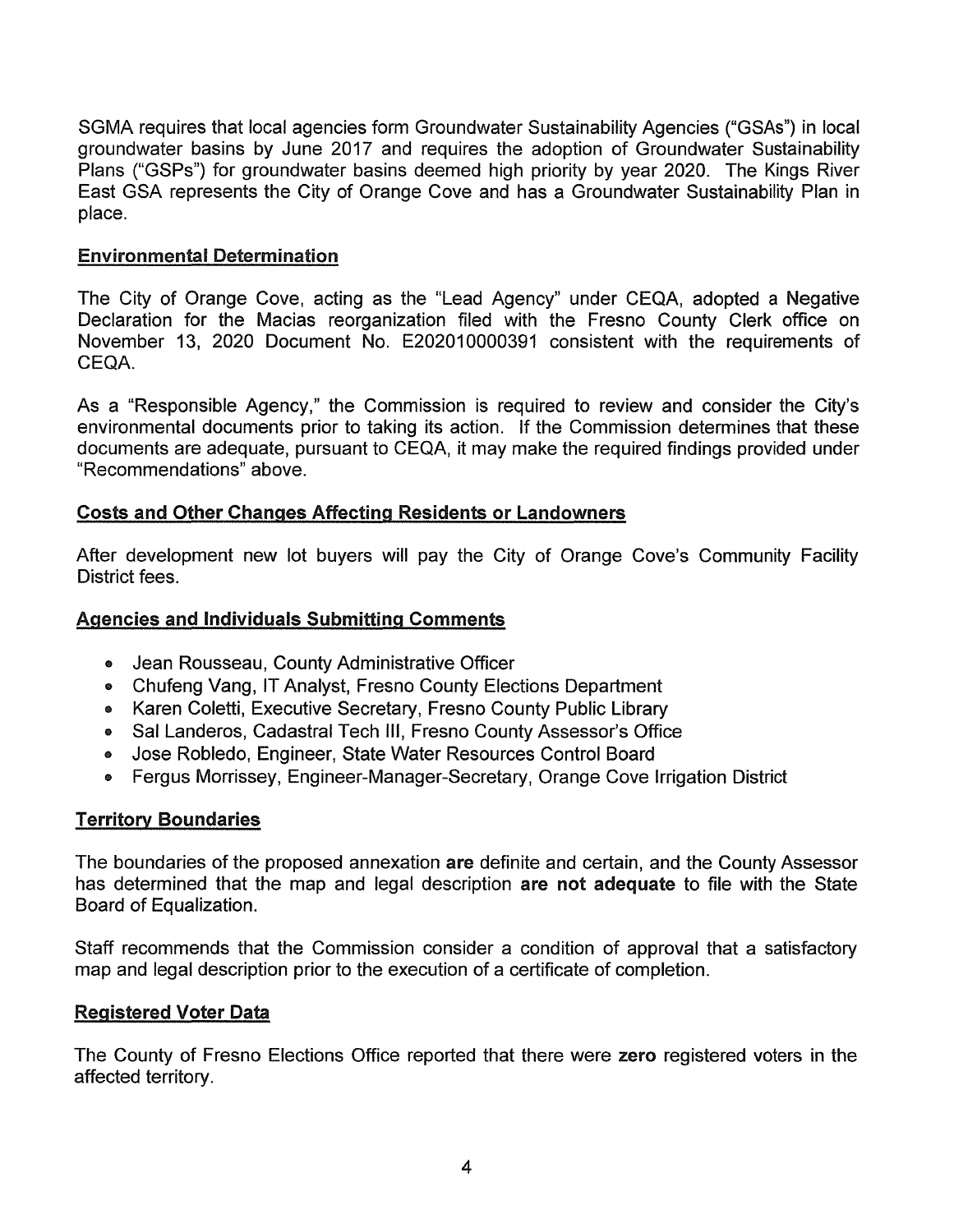SGMA requires that local agencies form Groundwater Sustainability Agencies ("GSAs") in local groundwater basins by June 2017 and requires the adoption of Groundwater Sustainability Plans ("GSPs") for groundwater basins deemed high priority by year 2020. The Kings River East GSA represents the City of Orange Cove and has a Groundwater Sustainability Plan in place.

## Environmental Determination

The City of Orange Cove, acting as the "Lead Agency" under CEQA, adopted a Negative Declaration for the Macias reorganization filed with the Fresno County Clerk office on November 13, 2020 Document No. E202010000391 consistent with the requirements of CEQA.

As a "Responsible Agency," the Commission is required to review and consider the City's environmental documents prior to taking its action. If the Commission determines that these documents are adequate, pursuant to CEQA, it may make the required findings provided under "Recommendations" above.

## Costs and Other Changes Affecting Residents or Landowners

After development new lot buyers will pay the City of Orange Cove's Community Facility District fees.

## Agencies and Individuals Submitting Comments

- Jean Rousseau, County Administrative Officer
- Chufeng Vang, IT Analyst, Fresno County Elections Department
- Karen Coletti, Executive Secretary, Fresno County Public Library
- Sal Landeros, Cadastral Tech III, Fresno County Assessor's Office
- Jose Robledo, Engineer, State Water Resources Control Board
- Fergus Morrissey, Engineer-Manager-Secretary, Orange Cove Irrigation District

## Territory Boundaries

The boundaries of the proposed annexation **are** definite and certain, and the County Assessor has determined that the map and legal description **are not adequate** to file with the State Board of Equalization.

Staff recommends that the Commission consider a condition of approval that a satisfactory map and legal description prior to the execution of a certificate of completion.

## Registered Voter Data

The County of Fresno Elections Office reported that there were **zero** registered voters in the affected territory.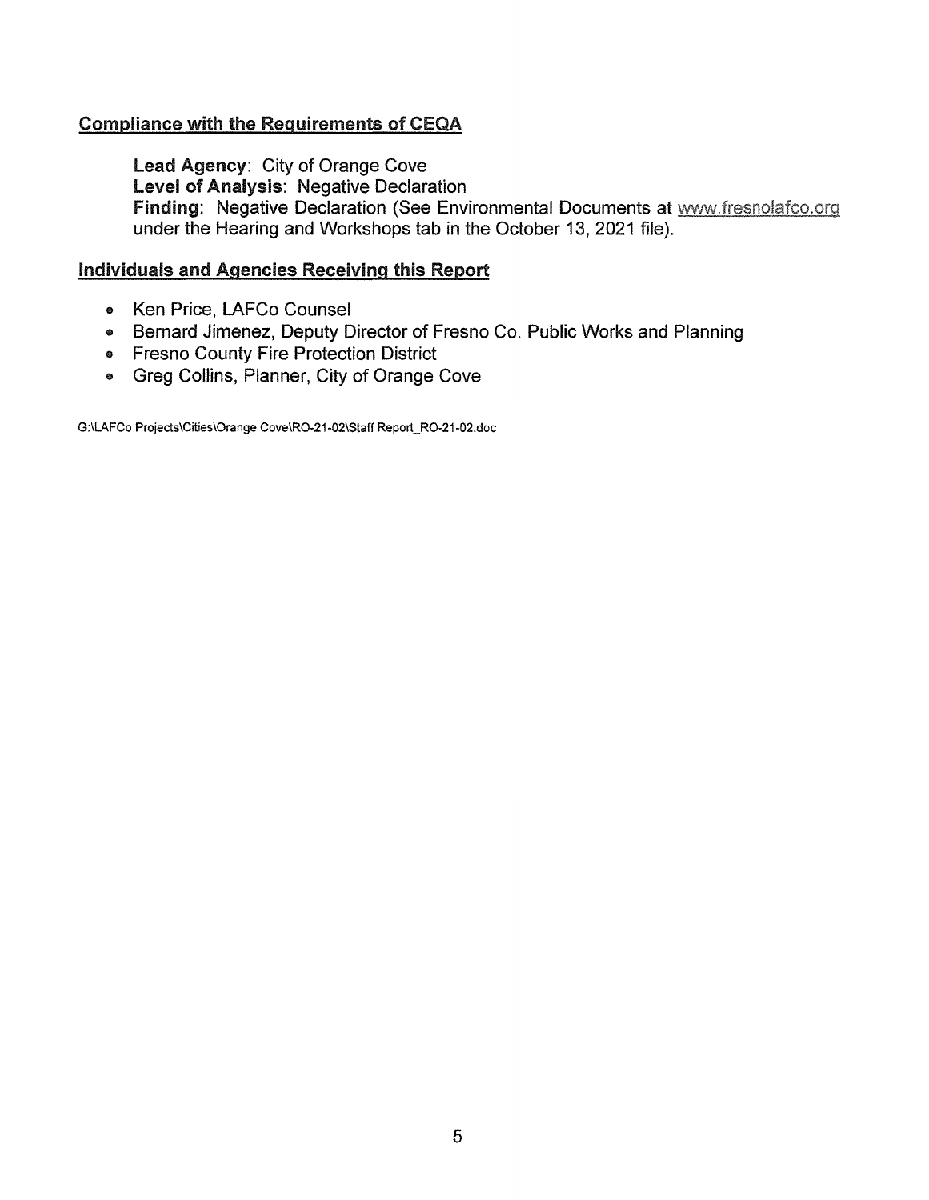## Compliance with the Requirements of CEQA

**Lead Agency**: City of Orange Cove
**Level of Analysis**: Negative Declaration
**Finding**: Negative Declaration (See Environmental Documents at www.fresnolafco.org under the Hearing and Workshops tab in the October 13, 2021 file).

## Individuals and Agencies Receiving this Report

- Ken Price, LAFCo Counsel
- Bernard Jimenez, Deputy Director of Fresno Co. Public Works and Planning
- Fresno County Fire Protection District
- Greg Collins, Planner, City of Orange Cove

G:\LAFCo Projects\Cities\Orange Cove\RO-21-02\Staff Report_RO-21-02.doc